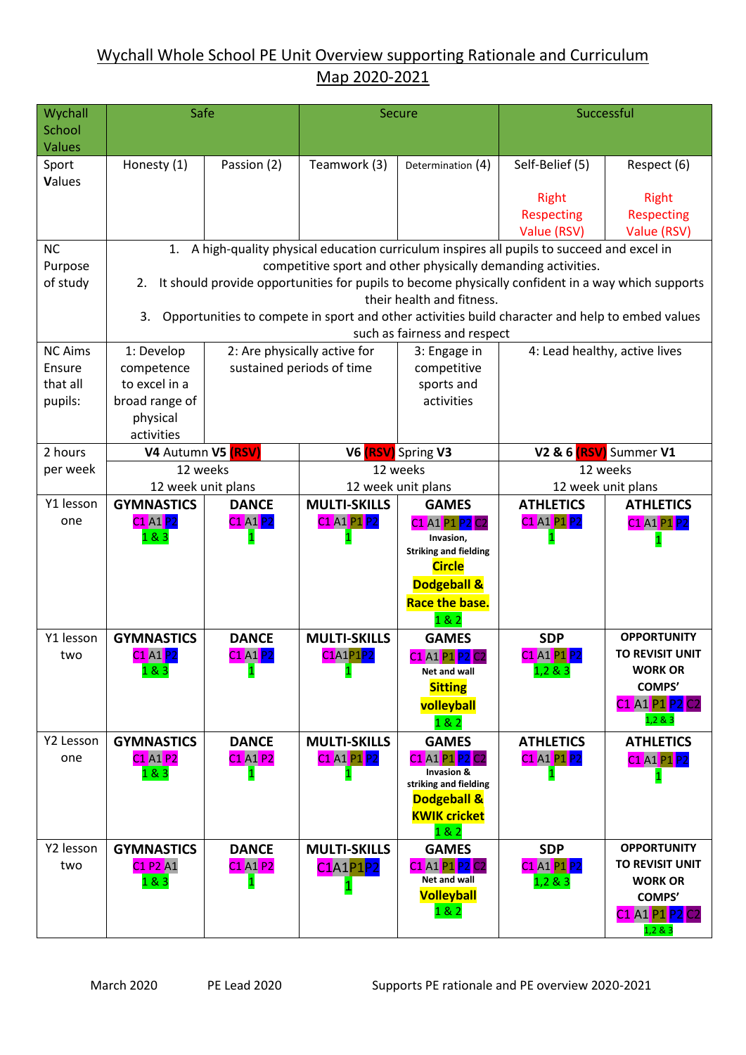# Wychall Whole School PE Unit Overview supporting Rationale and Curriculum Map 2020-2021

| Wychall School Values | Safe | | Secure | | Successful | |
|---|---|---|---|---|---|---|
| Sport Values | Honesty (1) | Passion (2) | Teamwork (3) | Determination (4) | Self-Belief (5)<br><br>Right Respecting Value (RSV) | Respect (6)<br><br>Right Respecting Value (RSV) |
| NC Purpose of study | 1. A high-quality physical education curriculum inspires all pupils to succeed and excel in competitive sport and other physically demanding activities.<br>2. It should provide opportunities for pupils to become physically confident in a way which supports their health and fitness.<br>3. Opportunities to compete in sport and other activities build character and help to embed values such as fairness and respect | | | | | |
| NC Aims Ensure that all pupils: | 1: Develop competence to excel in a broad range of physical activities | 2: Are physically active for sustained periods of time | | 3: Engage in competitive sports and activities | 4: Lead healthy, active lives | |
| 2 hours per week | **V4** Autumn **V5** **(RSV)**<br>12 weeks<br>12 week unit plans | | **V6** **(RSV)** Spring **V3**<br>12 weeks<br>12 week unit plans | | **V2 & 6** **(RSV)** Summer **V1**<br>12 weeks<br>12 week unit plans | |
| Y1 lesson one | **GYMNASTICS**<br>C1 A1 P2<br>1 & 3 | **DANCE**<br>C1 A1 P2<br>1 | **MULTI-SKILLS**<br>C1 A1 P1 P2<br>1 | **GAMES**<br>C1 A1 P1 P2 C2<br>Invasion, Striking and fielding<br>**Circle Dodgeball & Race the base.**<br>1 & 2 | **ATHLETICS**<br>C1 A1 P1 P2<br>1 | **ATHLETICS**<br>C1 A1 P1 P2<br>1 |
| Y1 lesson two | **GYMNASTICS**<br>C1 A1 P2<br>1 & 3 | **DANCE**<br>C1 A1 P2<br>1 | **MULTI-SKILLS**<br>C1A1P1P2<br>1 | **GAMES**<br>C1 A1 P1 P2 C2<br>Net and wall<br>**Sitting volleyball**<br>1 & 2 | **SDP**<br>C1 A1 P1 P2<br>1,2 & 3 | **OPPORTUNITY TO REVISIT UNIT WORK OR COMPS'**<br>C1 A1 P1 P2 C2<br>1,2 & 3 |
| Y2 Lesson one | **GYMNASTICS**<br>C1 A1 P2<br>1 & 3 | **DANCE**<br>C1 A1 P2<br>1 | **MULTI-SKILLS**<br>C1 A1 P1 P2<br>1 | **GAMES**<br>C1 A1 P1 P2 C2<br>Invasion & striking and fielding<br>**Dodgeball & KWIK cricket**<br>1 & 2 | **ATHLETICS**<br>C1 A1 P1 P2<br>1 | **ATHLETICS**<br>C1 A1 P1 P2<br>1 |
| Y2 Lesson two | **GYMNASTICS**<br>C1 P2 A1<br>1 & 3 | **DANCE**<br>C1 A1 P2<br>1 | **MULTI-SKILLS**<br>C1A1P1P2<br>1 | **GAMES**<br>C1 A1 P1 P2 C2<br>Net and wall<br>**Volleyball**<br>1 & 2 | **SDP**<br>C1 A1 P1 P2<br>1,2 & 3 | **OPPORTUNITY TO REVISIT UNIT WORK OR COMPS'**<br>C1 A1 P1 P2 C2<br>1,2 & 3 |

March 2020 PE Lead 2020 Supports PE rationale and PE overview 2020-2021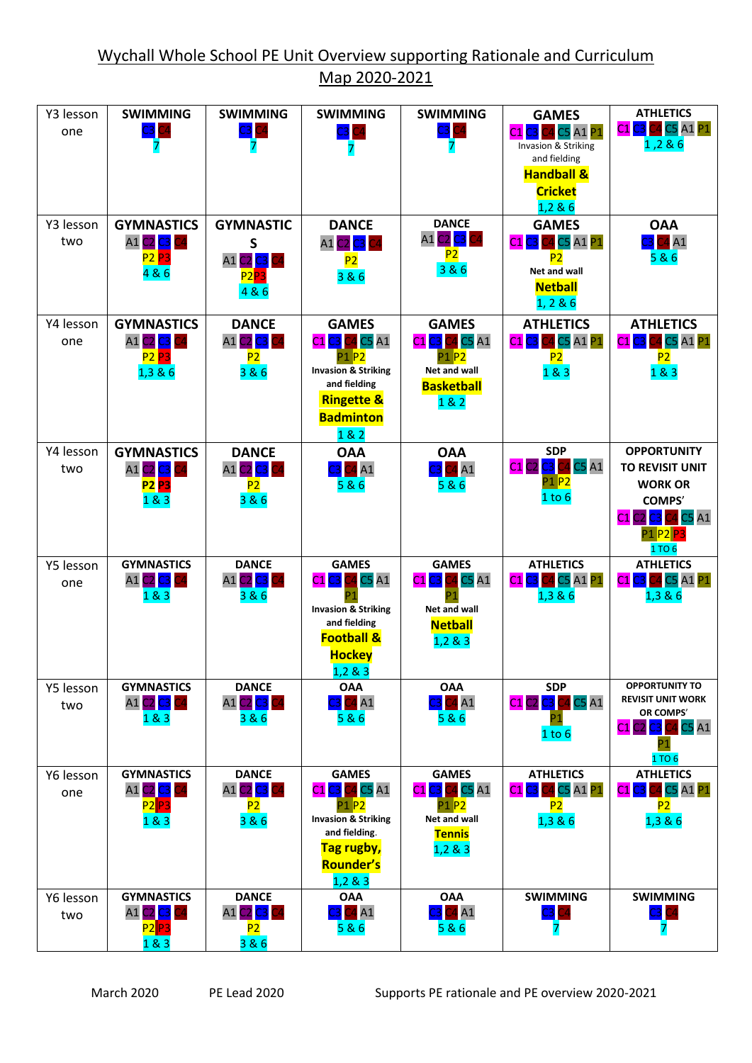# Wychall Whole School PE Unit Overview supporting Rationale and Curriculum Map 2020-2021

| | | | | | | |
|---|---|---|---|---|---|---|
| Y3 lesson one | **SWIMMING** C3 C4 7 | **SWIMMING** C3 C4 7 | **SWIMMING** C3 C4 7 | **SWIMMING** C3 C4 7 | **GAMES** C1 C3 C4 C5 A1 P1 Invasion & Striking and fielding **Handball & Cricket** 1,2 & 6 | **ATHLETICS** C1 C3 C4 C5 A1 P1 1 ,2 & 6 |
| Y3 lesson two | **GYMNASTICS** A1 C2 C3 C4 P2 P3 4 & 6 | **GYMNASTICS** A1 C2 C3 C4 P2 P3 4 & 6 | **DANCE** A1 C2 C3 C4 P2 3 & 6 | **DANCE** A1 C2 C3 C4 P2 3 & 6 | **GAMES** C1 C3 C4 C5 A1 P1 P2 Net and wall **Netball** 1, 2 & 6 | **OAA** C3 C4 A1 5 & 6 |
| Y4 lesson one | **GYMNASTICS** A1 C2 C3 C4 P2 P3 1,3 & 6 | **DANCE** A1 C2 C3 C4 P2 3 & 6 | **GAMES** C1 C3 C4 C5 A1 P1 P2 Invasion & Striking and fielding **Ringette & Badminton** 1 & 2 | **GAMES** C1 C3 C4 C5 A1 P1 P2 Net and wall **Basketball** 1 & 2 | **ATHLETICS** C1 C3 C4 C5 A1 P1 P2 1 & 3 | **ATHLETICS** C1 C3 C4 C5 A1 P1 P2 1 & 3 |
| Y4 lesson two | **GYMNASTICS** A1 C2 C3 C4 **P2 P3** 1 & 3 | **DANCE** A1 C2 C3 C4 P2 3 & 6 | **OAA** C3 C4 A1 5 & 6 | **OAA** C3 C4 A1 5 & 6 | **SDP** C1 C2 C3 C4 C5 A1 P1 P2 1 to 6 | **OPPORTUNITY TO REVISIT UNIT WORK OR COMPS'** C1 C2 C3 C4 C5 A1 P1 P2 P3 1 TO 6 |
| Y5 lesson one | **GYMNASTICS** A1 C2 C3 C4 1 & 3 | **DANCE** A1 C2 C3 C4 3 & 6 | **GAMES** C1 C3 C4 C5 A1 P1 Invasion & Striking and fielding **Football & Hockey** 1,2 & 3 | **GAMES** C1 C3 C4 C5 A1 P1 Net and wall **Netball** 1,2 & 3 | **ATHLETICS** C1 C3 C4 C5 A1 P1 1,3 & 6 | **ATHLETICS** C1 C3 C4 C5 A1 P1 1,3 & 6 |
| Y5 lesson two | **GYMNASTICS** A1 C2 C3 C4 1 & 3 | **DANCE** A1 C2 C3 C4 3 & 6 | **OAA** C3 C4 A1 5 & 6 | **OAA** C3 C4 A1 5 & 6 | **SDP** C1 C2 C3 C4 C5 A1 P1 1 to 6 | **OPPORTUNITY TO REVISIT UNIT WORK OR COMPS'** C1 C2 C3 C4 C5 A1 P1 1 TO 6 |
| Y6 lesson one | **GYMNASTICS** A1 C2 C3 C4 P2 P3 1 & 3 | **DANCE** A1 C2 C3 C4 P2 3 & 6 | **GAMES** C1 C2 C4 C5 A1 P1 P2 Invasion & Striking and fielding. **Tag rugby, Rounder's** 1,2 & 3 | **GAMES** C1 C3 C4 C5 A1 P1 P2 Net and wall **Tennis** 1,2 & 3 | **ATHLETICS** C1 C3 C4 C5 A1 P1 P2 1,3 & 6 | **ATHLETICS** C1 C3 C4 C5 A1 P1 P2 1,3 & 6 |
| Y6 lesson two | **GYMNASTICS** A1 C2 C3 C4 P2 P3 1 & 3 | **DANCE** A1 C2 C3 C4 P2 3 & 6 | **OAA** C3 C4 A1 5 & 6 | **OAA** C3 C4 A1 5 & 6 | **SWIMMING** C3 C4 7 | **SWIMMING** C3 C4 7 |

March 2020 PE Lead 2020 Supports PE rationale and PE overview 2020-2021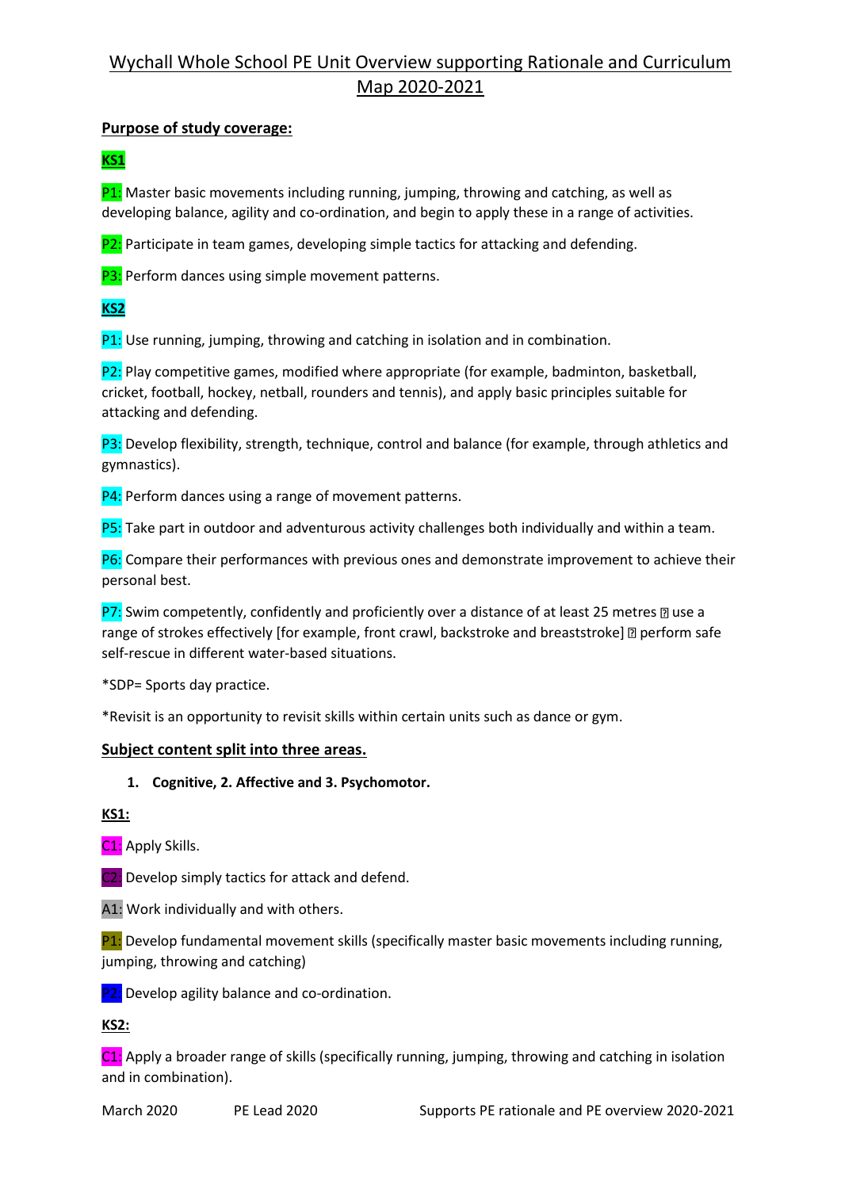# Wychall Whole School PE Unit Overview supporting Rationale and Curriculum Map 2020-2021

**Purpose of study coverage:**

**KS1**

P1: Master basic movements including running, jumping, throwing and catching, as well as developing balance, agility and co-ordination, and begin to apply these in a range of activities.

P2: Participate in team games, developing simple tactics for attacking and defending.

P3: Perform dances using simple movement patterns.

**KS2**

P1: Use running, jumping, throwing and catching in isolation and in combination.

P2: Play competitive games, modified where appropriate (for example, badminton, basketball, cricket, football, hockey, netball, rounders and tennis), and apply basic principles suitable for attacking and defending.

P3: Develop flexibility, strength, technique, control and balance (for example, through athletics and gymnastics).

P4: Perform dances using a range of movement patterns.

P5: Take part in outdoor and adventurous activity challenges both individually and within a team.

P6: Compare their performances with previous ones and demonstrate improvement to achieve their personal best.

P7: Swim competently, confidently and proficiently over a distance of at least 25 metres  use a range of strokes effectively [for example, front crawl, backstroke and breaststroke]  perform safe self-rescue in different water-based situations.

*SDP= Sports day practice.

*Revisit is an opportunity to revisit skills within certain units such as dance or gym.

**Subject content split into three areas.**

1. **Cognitive, 2. Affective and 3. Psychomotor.**

**KS1:**

C1: Apply Skills.

C2: Develop simply tactics for attack and defend.

A1: Work individually and with others.

P1: Develop fundamental movement skills (specifically master basic movements including running, jumping, throwing and catching)

P2: Develop agility balance and co-ordination.

**KS2:**

C1: Apply a broader range of skills (specifically running, jumping, throwing and catching in isolation and in combination).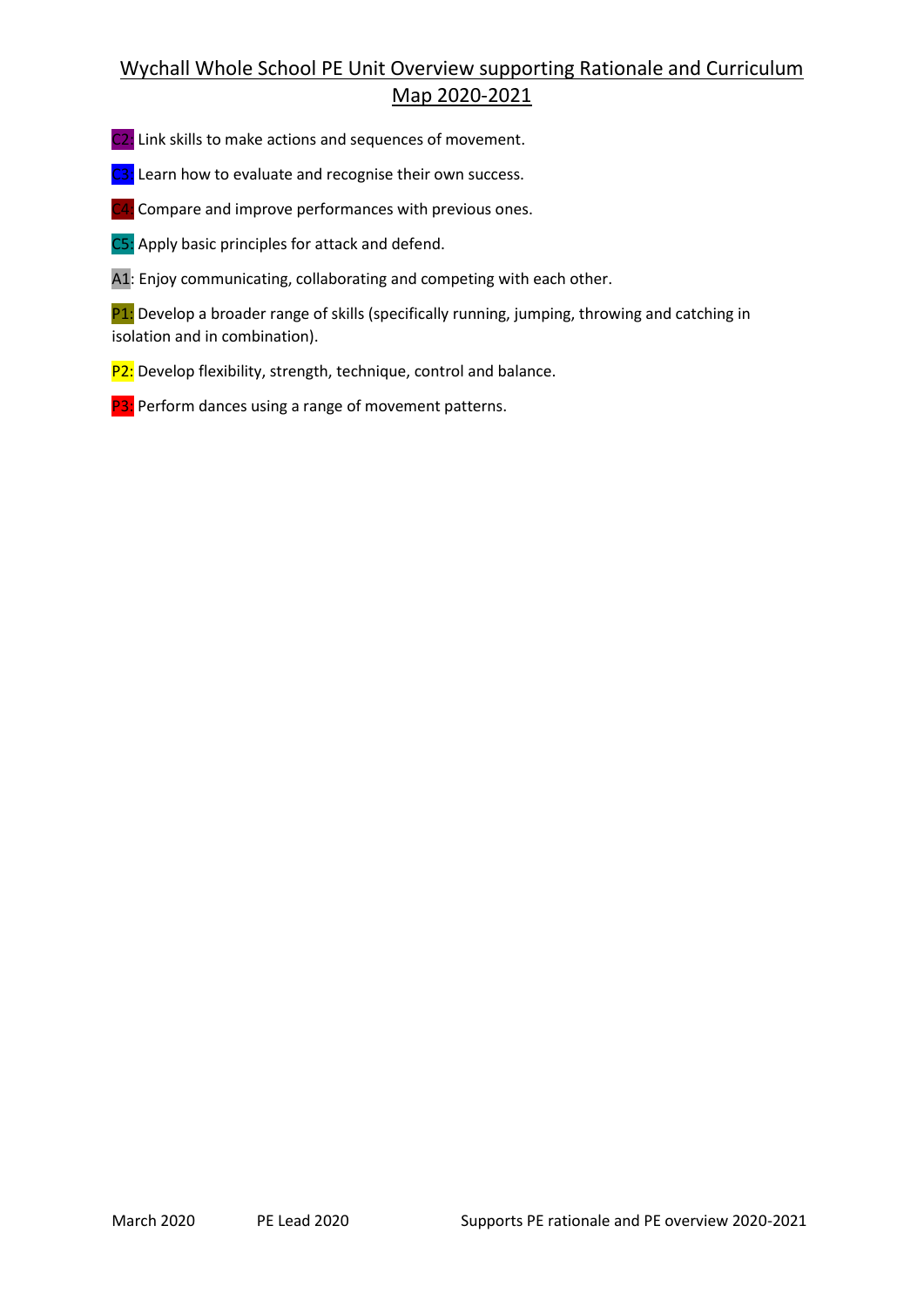C2: Link skills to make actions and sequences of movement.

C3: Learn how to evaluate and recognise their own success.

C4: Compare and improve performances with previous ones.

C5: Apply basic principles for attack and defend.

A1: Enjoy communicating, collaborating and competing with each other.

P1: Develop a broader range of skills (specifically running, jumping, throwing and catching in isolation and in combination).

P2: Develop flexibility, strength, technique, control and balance.

P3: Perform dances using a range of movement patterns.